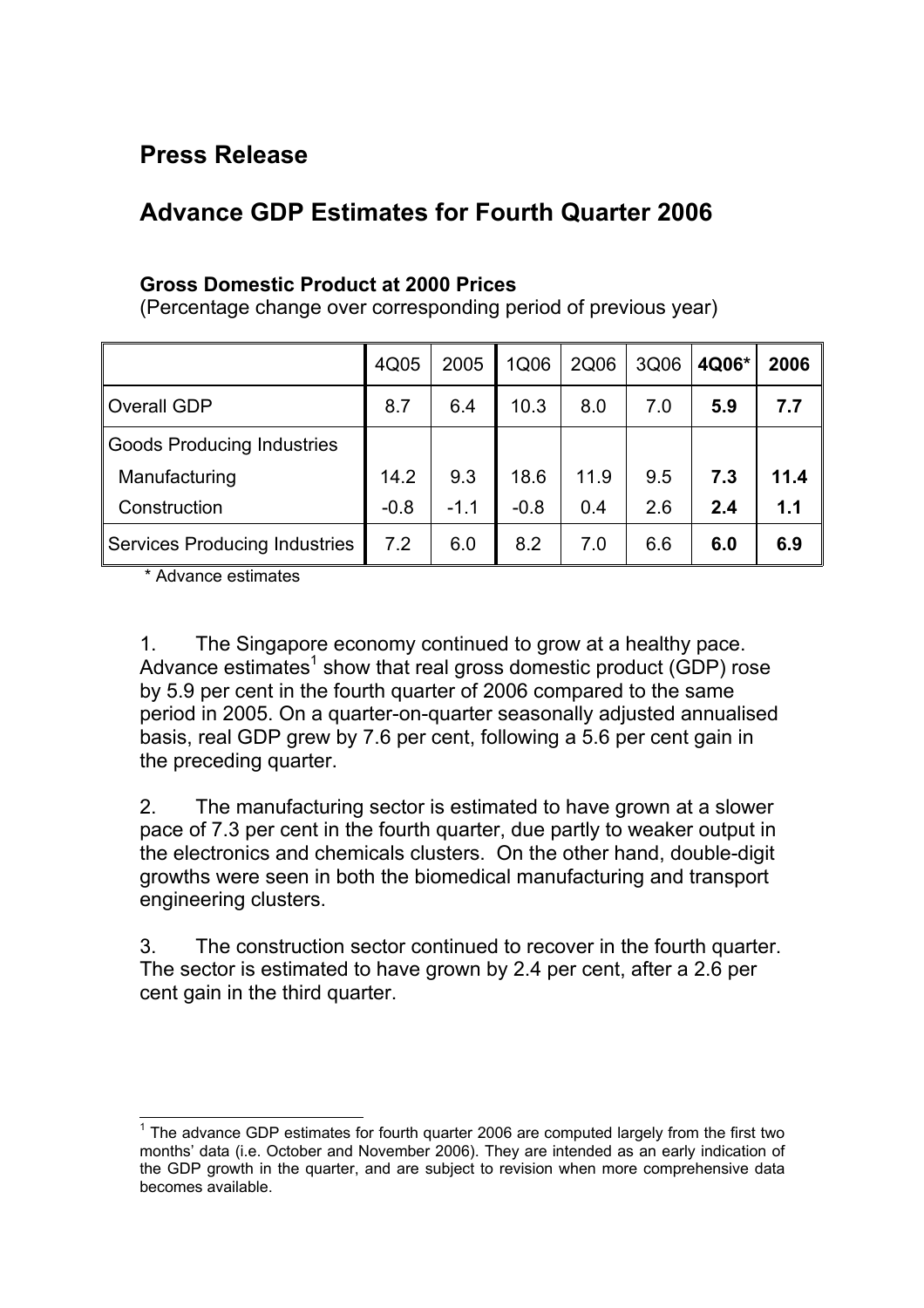# Press Release

## Advance GDP Estimates for Fourth Quarter 2006

**Gross Domestic Product at 2000 Prices**
(Percentage change over corresponding period of previous year)

| | 4Q05 | 2005 | 1Q06 | 2Q06 | 3Q06 | **4Q06*** | **2006** |
|---|---|---|---|---|---|---|---|
| Overall GDP | 8.7 | 6.4 | 10.3 | 8.0 | 7.0 | **5.9** | **7.7** |
| Goods Producing Industries | | | | | | | |
| Manufacturing | 14.2 | 9.3 | 18.6 | 11.9 | 9.5 | **7.3** | **11.4** |
| Construction | -0.8 | -1.1 | -0.8 | 0.4 | 2.6 | **2.4** | **1.1** |
| Services Producing Industries | 7.2 | 6.0 | 8.2 | 7.0 | 6.6 | **6.0** | **6.9** |

\* Advance estimates

1. The Singapore economy continued to grow at a healthy pace. Advance estimates[1] show that real gross domestic product (GDP) rose by 5.9 per cent in the fourth quarter of 2006 compared to the same period in 2005. On a quarter-on-quarter seasonally adjusted annualised basis, real GDP grew by 7.6 per cent, following a 5.6 per cent gain in the preceding quarter.

2. The manufacturing sector is estimated to have grown at a slower pace of 7.3 per cent in the fourth quarter, due partly to weaker output in the electronics and chemicals clusters. On the other hand, double-digit growths were seen in both the biomedical manufacturing and transport engineering clusters.

3. The construction sector continued to recover in the fourth quarter. The sector is estimated to have grown by 2.4 per cent, after a 2.6 per cent gain in the third quarter.

[1] The advance GDP estimates for fourth quarter 2006 are computed largely from the first two months' data (i.e. October and November 2006). They are intended as an early indication of the GDP growth in the quarter, and are subject to revision when more comprehensive data becomes available.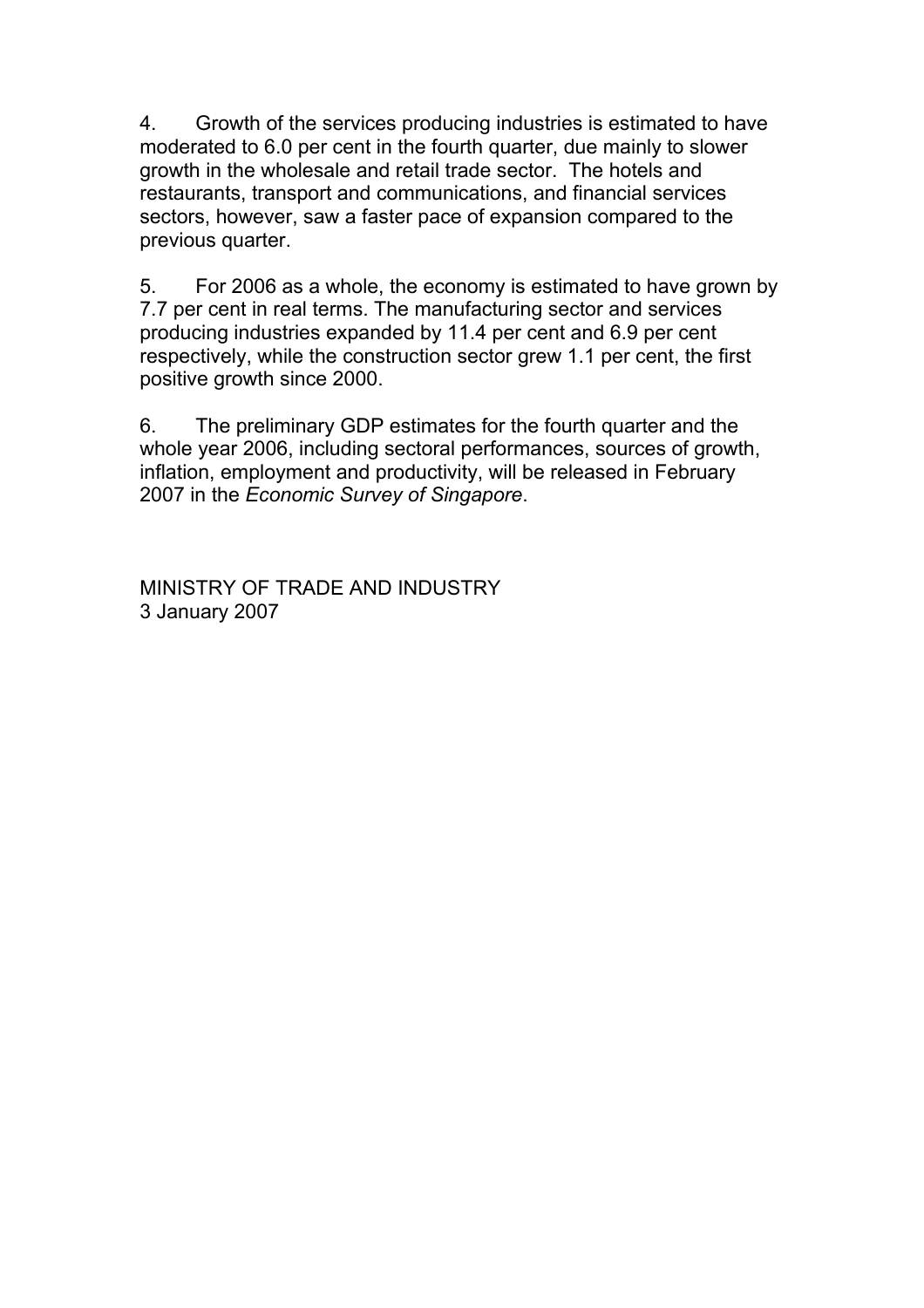4. Growth of the services producing industries is estimated to have moderated to 6.0 per cent in the fourth quarter, due mainly to slower growth in the wholesale and retail trade sector. The hotels and restaurants, transport and communications, and financial services sectors, however, saw a faster pace of expansion compared to the previous quarter.

5. For 2006 as a whole, the economy is estimated to have grown by 7.7 per cent in real terms. The manufacturing sector and services producing industries expanded by 11.4 per cent and 6.9 per cent respectively, while the construction sector grew 1.1 per cent, the first positive growth since 2000.

6. The preliminary GDP estimates for the fourth quarter and the whole year 2006, including sectoral performances, sources of growth, inflation, employment and productivity, will be released in February 2007 in the *Economic Survey of Singapore*.

MINISTRY OF TRADE AND INDUSTRY
3 January 2007